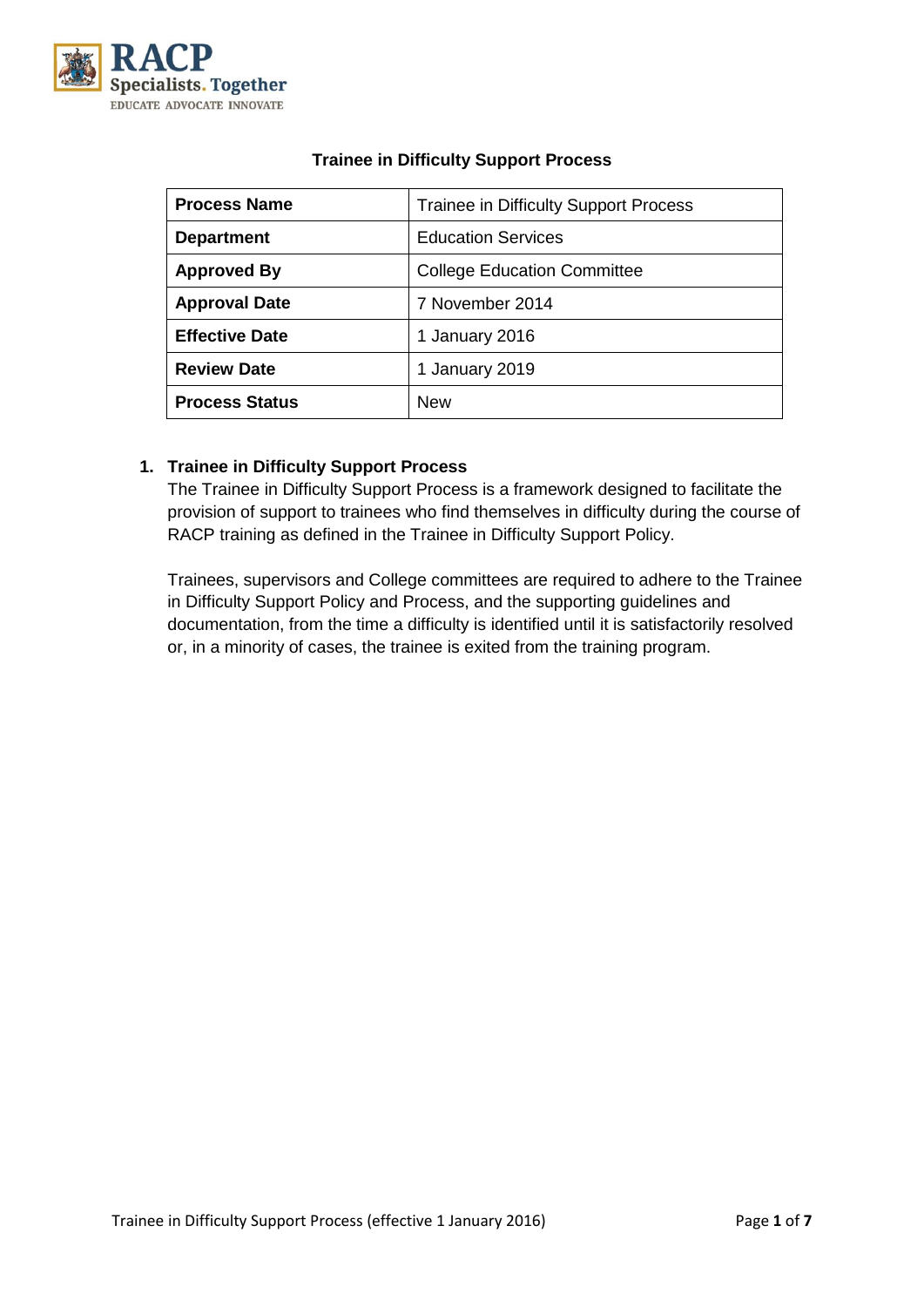# Trainee in Difficulty Support Process

| Process Name | Trainee in Difficulty Support Process |
|---|---|
| **Department** | Education Services |
| **Approved By** | College Education Committee |
| **Approval Date** | 7 November 2014 |
| **Effective Date** | 1 January 2016 |
| **Review Date** | 1 January 2019 |
| **Process Status** | New |

## 1. Trainee in Difficulty Support Process

The Trainee in Difficulty Support Process is a framework designed to facilitate the provision of support to trainees who find themselves in difficulty during the course of RACP training as defined in the Trainee in Difficulty Support Policy.

Trainees, supervisors and College committees are required to adhere to the Trainee in Difficulty Support Policy and Process, and the supporting guidelines and documentation, from the time a difficulty is identified until it is satisfactorily resolved or, in a minority of cases, the trainee is exited from the training program.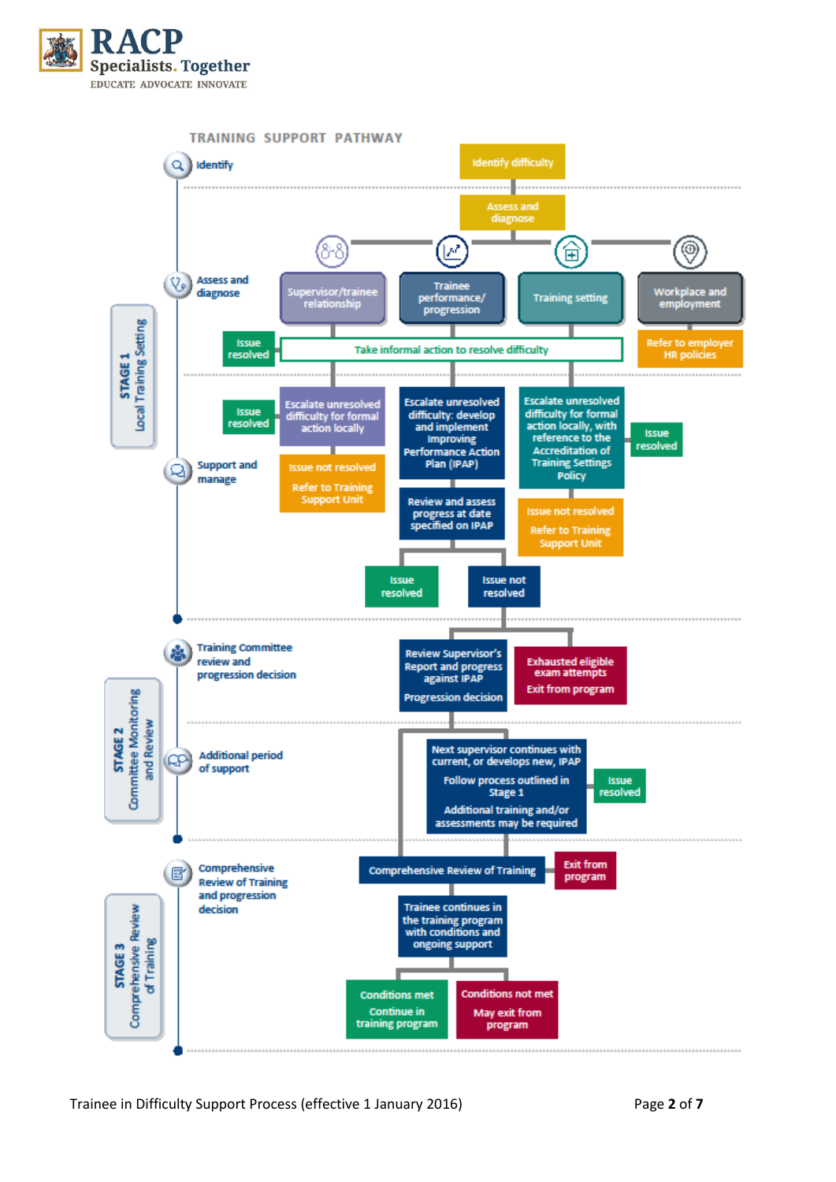# TRAINING SUPPORT PATHWAY

## STAGE 1 – Local Training Setting

### Identify

- Identify difficulty

### Assess and diagnose

- Assess and diagnose
  - Supervisor/trainee relationship
  - Trainee performance/progression
  - Training setting
  - Workplace and employment → Refer to employer HR policies
- Take informal action to resolve difficulty → Issue resolved

### Support and manage

- **Supervisor/trainee relationship:** Escalate unresolved difficulty for formal action locally → Issue resolved
  - Issue not resolved → Refer to Training Support Unit
- **Trainee performance/progression:** Escalate unresolved difficulty: develop and implement Improving Performance Action Plan (IPAP)
  - Review and assess progress at date specified on IPAP
    - Issue resolved
    - Issue not resolved
- **Training setting:** Escalate unresolved difficulty for formal action locally, with reference to the Accreditation of Training Settings Policy → Issue resolved
  - Issue not resolved → Refer to Training Support Unit

## STAGE 2 – Committee Monitoring and Review

### Training Committee review and progression decision

- Review Supervisor's Report and progress against IPAP
- Progression decision
- Exhausted eligible exam attempts → Exit from program

### Additional period of support

- Next supervisor continues with current, or develops new, IPAP
- Follow process outlined in Stage 1
- Additional training and/or assessments may be required
- Issue resolved

## STAGE 3 – Comprehensive Review of Training

### Comprehensive Review of Training and progression decision

- Comprehensive Review of Training → Exit from program
- Trainee continues in the training program with conditions and ongoing support
  - Conditions met → Continue in training program
  - Conditions not met → May exit from program

Trainee in Difficulty Support Process (effective 1 January 2016)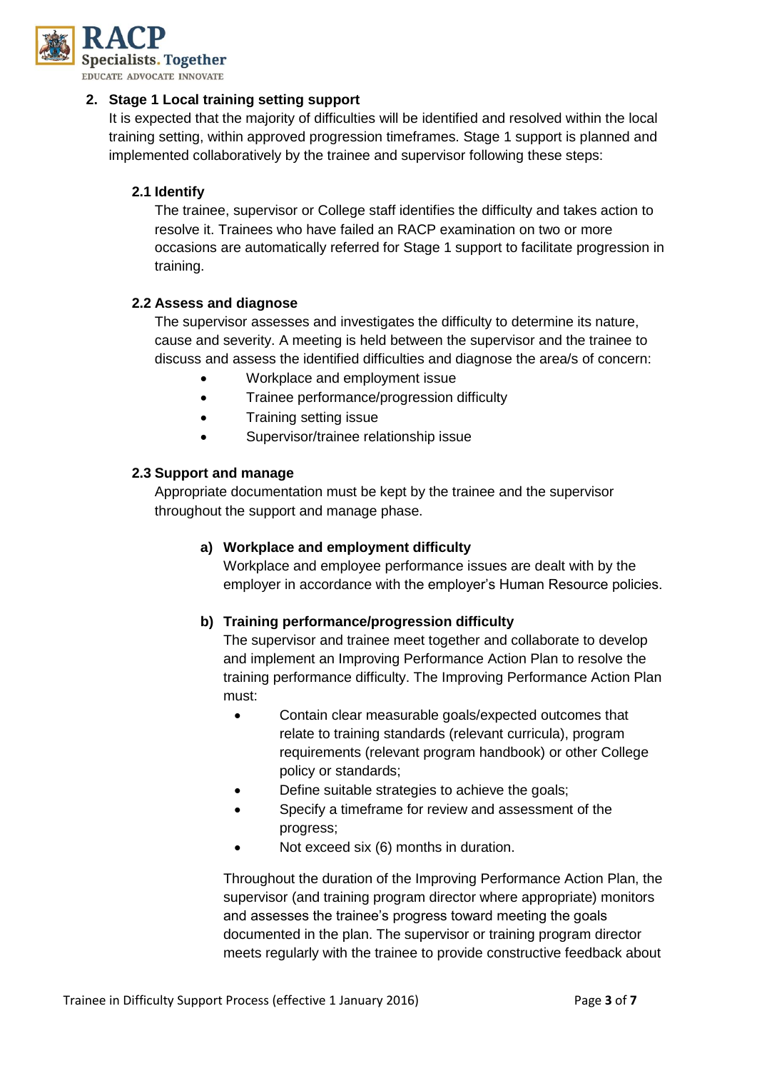## 2. Stage 1 Local training setting support

It is expected that the majority of difficulties will be identified and resolved within the local training setting, within approved progression timeframes. Stage 1 support is planned and implemented collaboratively by the trainee and supervisor following these steps:

### 2.1 Identify

The trainee, supervisor or College staff identifies the difficulty and takes action to resolve it. Trainees who have failed an RACP examination on two or more occasions are automatically referred for Stage 1 support to facilitate progression in training.

### 2.2 Assess and diagnose

The supervisor assesses and investigates the difficulty to determine its nature, cause and severity. A meeting is held between the supervisor and the trainee to discuss and assess the identified difficulties and diagnose the area/s of concern:

- Workplace and employment issue
- Trainee performance/progression difficulty
- Training setting issue
- Supervisor/trainee relationship issue

### 2.3 Support and manage

Appropriate documentation must be kept by the trainee and the supervisor throughout the support and manage phase.

#### a) Workplace and employment difficulty

Workplace and employee performance issues are dealt with by the employer in accordance with the employer's Human Resource policies.

#### b) Training performance/progression difficulty

The supervisor and trainee meet together and collaborate to develop and implement an Improving Performance Action Plan to resolve the training performance difficulty. The Improving Performance Action Plan must:

- Contain clear measurable goals/expected outcomes that relate to training standards (relevant curricula), program requirements (relevant program handbook) or other College policy or standards;
- Define suitable strategies to achieve the goals;
- Specify a timeframe for review and assessment of the progress;
- Not exceed six (6) months in duration.

Throughout the duration of the Improving Performance Action Plan, the supervisor (and training program director where appropriate) monitors and assesses the trainee's progress toward meeting the goals documented in the plan. The supervisor or training program director meets regularly with the trainee to provide constructive feedback about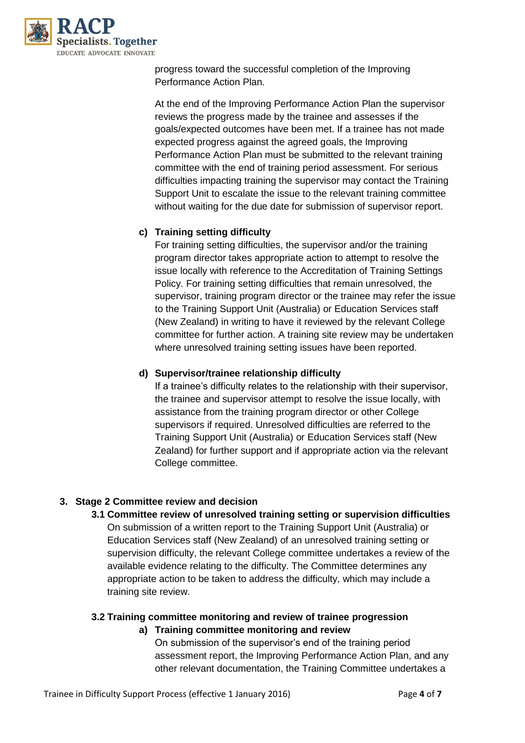progress toward the successful completion of the Improving Performance Action Plan.

At the end of the Improving Performance Action Plan the supervisor reviews the progress made by the trainee and assesses if the goals/expected outcomes have been met. If a trainee has not made expected progress against the agreed goals, the Improving Performance Action Plan must be submitted to the relevant training committee with the end of training period assessment. For serious difficulties impacting training the supervisor may contact the Training Support Unit to escalate the issue to the relevant training committee without waiting for the due date for submission of supervisor report.

**c) Training setting difficulty**

For training setting difficulties, the supervisor and/or the training program director takes appropriate action to attempt to resolve the issue locally with reference to the Accreditation of Training Settings Policy. For training setting difficulties that remain unresolved, the supervisor, training program director or the trainee may refer the issue to the Training Support Unit (Australia) or Education Services staff (New Zealand) in writing to have it reviewed by the relevant College committee for further action. A training site review may be undertaken where unresolved training setting issues have been reported.

**d) Supervisor/trainee relationship difficulty**

If a trainee's difficulty relates to the relationship with their supervisor, the trainee and supervisor attempt to resolve the issue locally, with assistance from the training program director or other College supervisors if required. Unresolved difficulties are referred to the Training Support Unit (Australia) or Education Services staff (New Zealand) for further support and if appropriate action via the relevant College committee.

## 3. Stage 2 Committee review and decision

### 3.1 Committee review of unresolved training setting or supervision difficulties

On submission of a written report to the Training Support Unit (Australia) or Education Services staff (New Zealand) of an unresolved training setting or supervision difficulty, the relevant College committee undertakes a review of the available evidence relating to the difficulty. The Committee determines any appropriate action to be taken to address the difficulty, which may include a training site review.

### 3.2 Training committee monitoring and review of trainee progression

**a) Training committee monitoring and review**

On submission of the supervisor's end of the training period assessment report, the Improving Performance Action Plan, and any other relevant documentation, the Training Committee undertakes a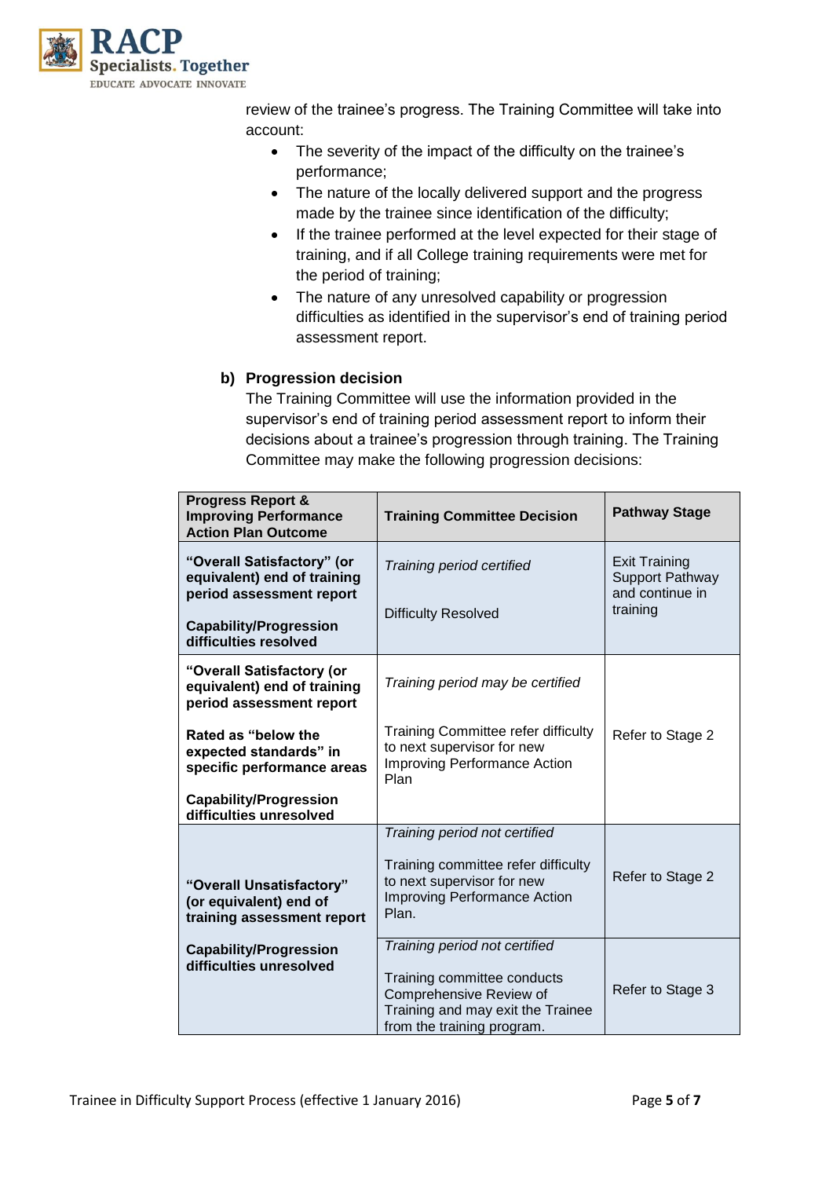review of the trainee's progress. The Training Committee will take into account:

- The severity of the impact of the difficulty on the trainee's performance;
- The nature of the locally delivered support and the progress made by the trainee since identification of the difficulty;
- If the trainee performed at the level expected for their stage of training, and if all College training requirements were met for the period of training;
- The nature of any unresolved capability or progression difficulties as identified in the supervisor's end of training period assessment report.

**b) Progression decision**

The Training Committee will use the information provided in the supervisor's end of training period assessment report to inform their decisions about a trainee's progression through training. The Training Committee may make the following progression decisions:

| Progress Report & Improving Performance Action Plan Outcome | Training Committee Decision | Pathway Stage |
|---|---|---|
| **"Overall Satisfactory" (or equivalent) end of training period assessment report**<br><br>**Capability/Progression difficulties resolved** | *Training period certified*<br><br>Difficulty Resolved | Exit Training Support Pathway and continue in training |
| **"Overall Satisfactory (or equivalent) end of training period assessment report**<br><br>**Rated as "below the expected standards" in specific performance areas**<br><br>**Capability/Progression difficulties unresolved** | *Training period may be certified*<br><br>Training Committee refer difficulty to next supervisor for new Improving Performance Action Plan | Refer to Stage 2 |
| **"Overall Unsatisfactory" (or equivalent) end of training assessment report**<br><br>**Capability/Progression difficulties unresolved** | *Training period not certified*<br><br>Training committee refer difficulty to next supervisor for new Improving Performance Action Plan. | Refer to Stage 2 |
| | *Training period not certified*<br><br>Training committee conducts Comprehensive Review of Training and may exit the Trainee from the training program. | Refer to Stage 3 |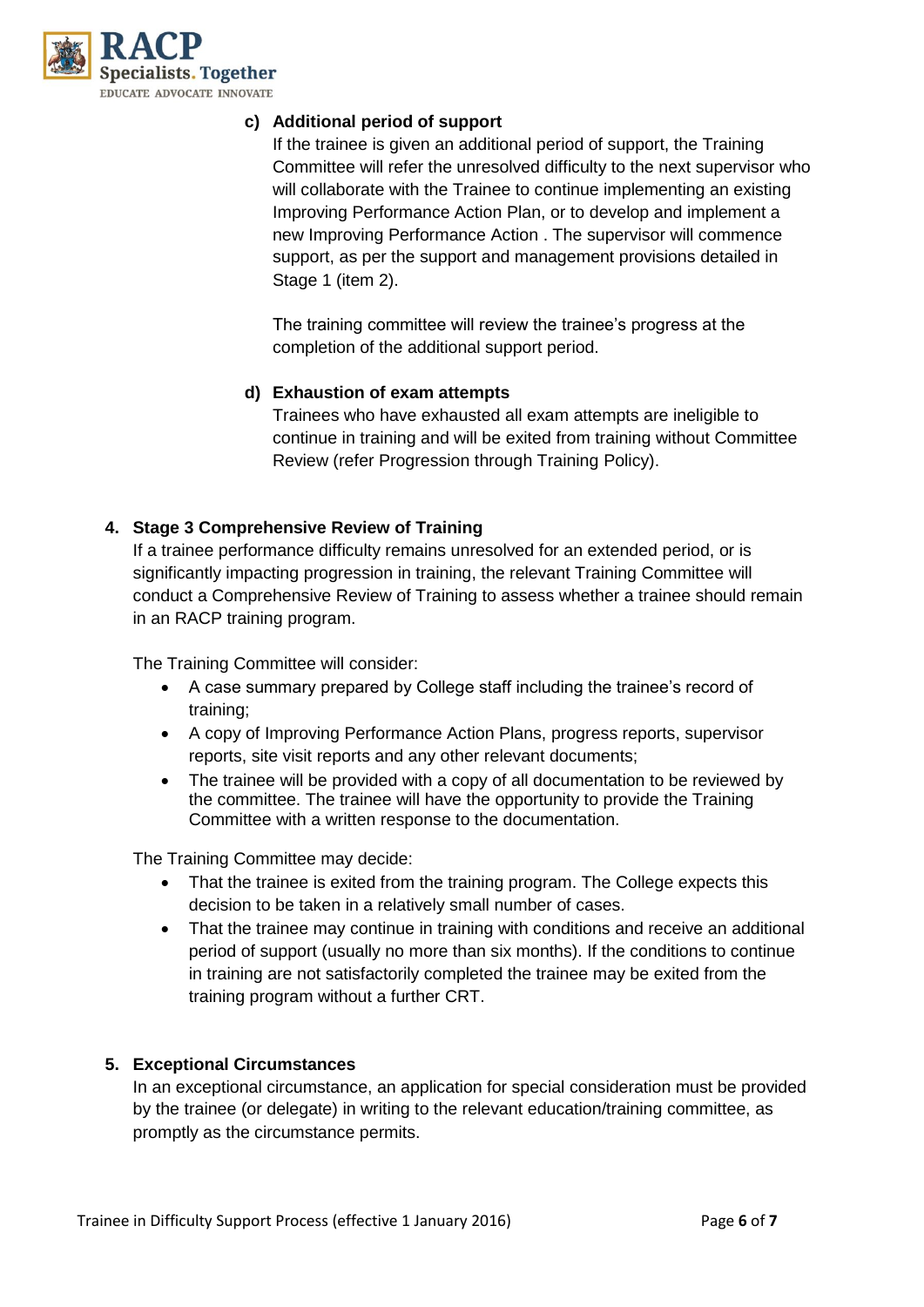c) **Additional period of support**

If the trainee is given an additional period of support, the Training Committee will refer the unresolved difficulty to the next supervisor who will collaborate with the Trainee to continue implementing an existing Improving Performance Action Plan, or to develop and implement a new Improving Performance Action . The supervisor will commence support, as per the support and management provisions detailed in Stage 1 (item 2).

The training committee will review the trainee's progress at the completion of the additional support period.

d) **Exhaustion of exam attempts**

Trainees who have exhausted all exam attempts are ineligible to continue in training and will be exited from training without Committee Review (refer Progression through Training Policy).

4. **Stage 3 Comprehensive Review of Training**

If a trainee performance difficulty remains unresolved for an extended period, or is significantly impacting progression in training, the relevant Training Committee will conduct a Comprehensive Review of Training to assess whether a trainee should remain in an RACP training program.

The Training Committee will consider:

- A case summary prepared by College staff including the trainee's record of training;
- A copy of Improving Performance Action Plans, progress reports, supervisor reports, site visit reports and any other relevant documents;
- The trainee will be provided with a copy of all documentation to be reviewed by the committee. The trainee will have the opportunity to provide the Training Committee with a written response to the documentation.

The Training Committee may decide:

- That the trainee is exited from the training program. The College expects this decision to be taken in a relatively small number of cases.
- That the trainee may continue in training with conditions and receive an additional period of support (usually no more than six months). If the conditions to continue in training are not satisfactorily completed the trainee may be exited from the training program without a further CRT.

5. **Exceptional Circumstances**

In an exceptional circumstance, an application for special consideration must be provided by the trainee (or delegate) in writing to the relevant education/training committee, as promptly as the circumstance permits.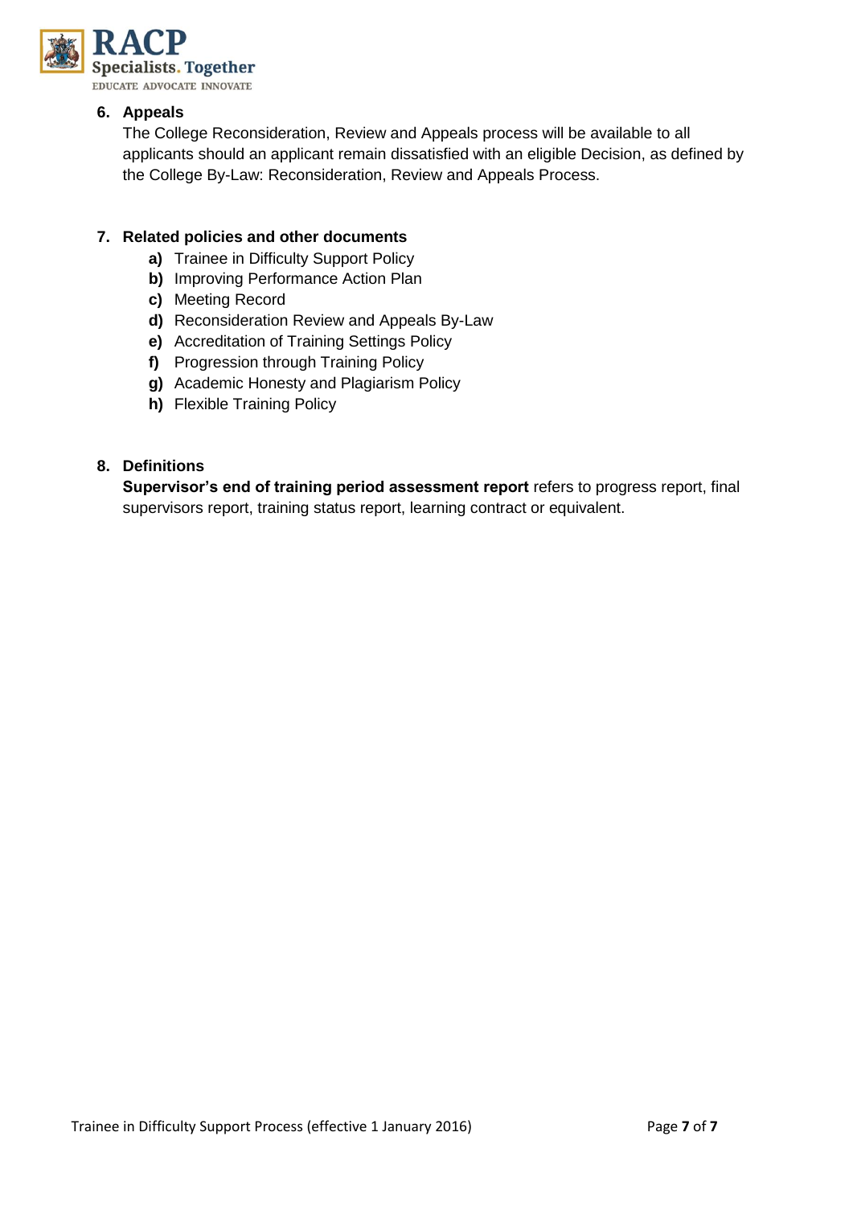## 6. Appeals

The College Reconsideration, Review and Appeals process will be available to all applicants should an applicant remain dissatisfied with an eligible Decision, as defined by the College By-Law: Reconsideration, Review and Appeals Process.

## 7. Related policies and other documents

- **a)** Trainee in Difficulty Support Policy
- **b)** Improving Performance Action Plan
- **c)** Meeting Record
- **d)** Reconsideration Review and Appeals By-Law
- **e)** Accreditation of Training Settings Policy
- **f)** Progression through Training Policy
- **g)** Academic Honesty and Plagiarism Policy
- **h)** Flexible Training Policy

## 8. Definitions

**Supervisor's end of training period assessment report** refers to progress report, final supervisors report, training status report, learning contract or equivalent.